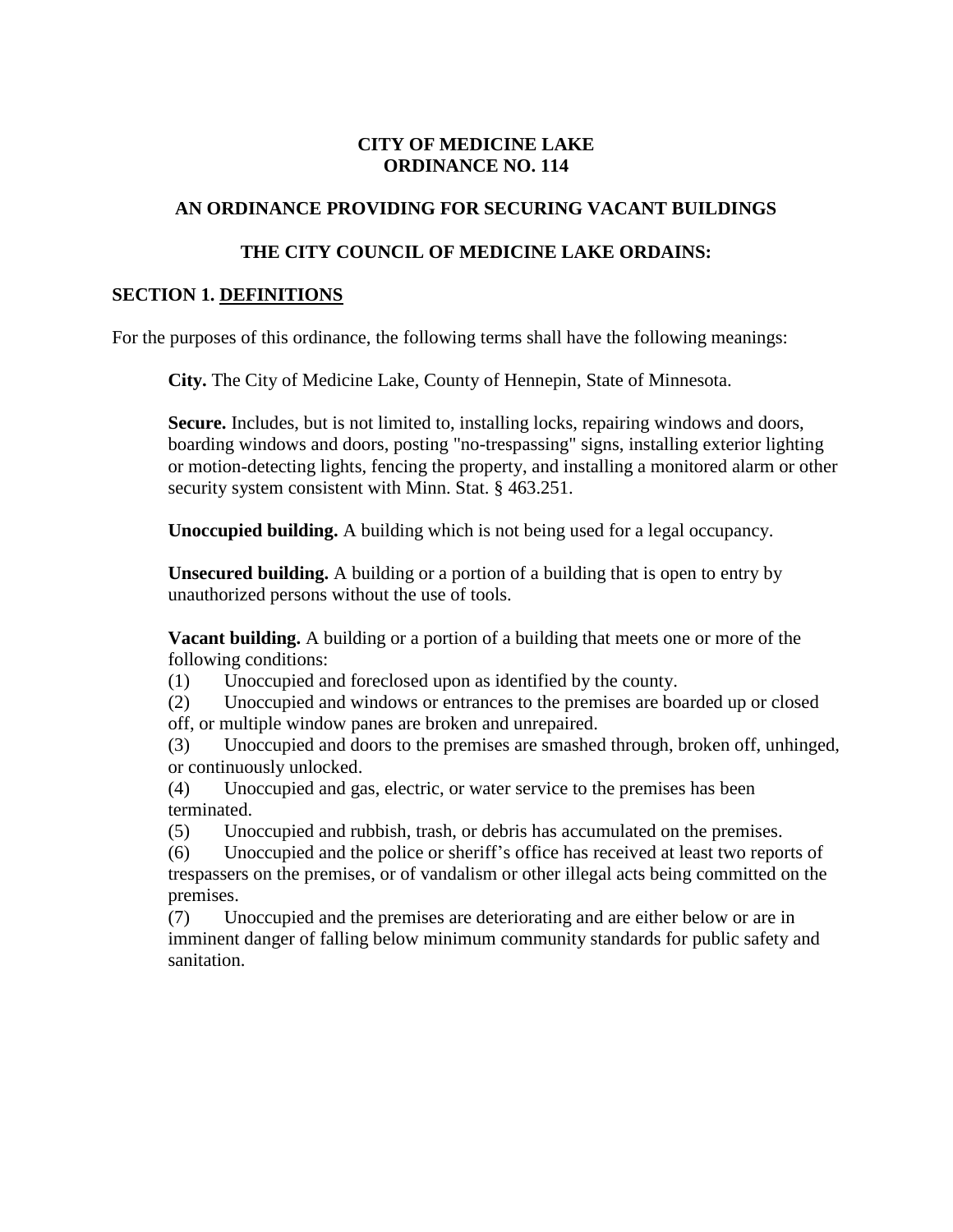# CITY OF MEDICINE LAKE
# ORDINANCE NO. 114

## AN ORDINANCE PROVIDING FOR SECURING VACANT BUILDINGS

## THE CITY COUNCIL OF MEDICINE LAKE ORDAINS:

### SECTION 1. DEFINITIONS

For the purposes of this ordinance, the following terms shall have the following meanings:

**City.** The City of Medicine Lake, County of Hennepin, State of Minnesota.

**Secure.** Includes, but is not limited to, installing locks, repairing windows and doors, boarding windows and doors, posting "no-trespassing" signs, installing exterior lighting or motion-detecting lights, fencing the property, and installing a monitored alarm or other security system consistent with Minn. Stat. § 463.251.

**Unoccupied building.** A building which is not being used for a legal occupancy.

**Unsecured building.** A building or a portion of a building that is open to entry by unauthorized persons without the use of tools.

**Vacant building.** A building or a portion of a building that meets one or more of the following conditions:

(1) Unoccupied and foreclosed upon as identified by the county.

(2) Unoccupied and windows or entrances to the premises are boarded up or closed off, or multiple window panes are broken and unrepaired.

(3) Unoccupied and doors to the premises are smashed through, broken off, unhinged, or continuously unlocked.

(4) Unoccupied and gas, electric, or water service to the premises has been terminated.

(5) Unoccupied and rubbish, trash, or debris has accumulated on the premises.

(6) Unoccupied and the police or sheriff's office has received at least two reports of trespassers on the premises, or of vandalism or other illegal acts being committed on the premises.

(7) Unoccupied and the premises are deteriorating and are either below or are in imminent danger of falling below minimum community standards for public safety and sanitation.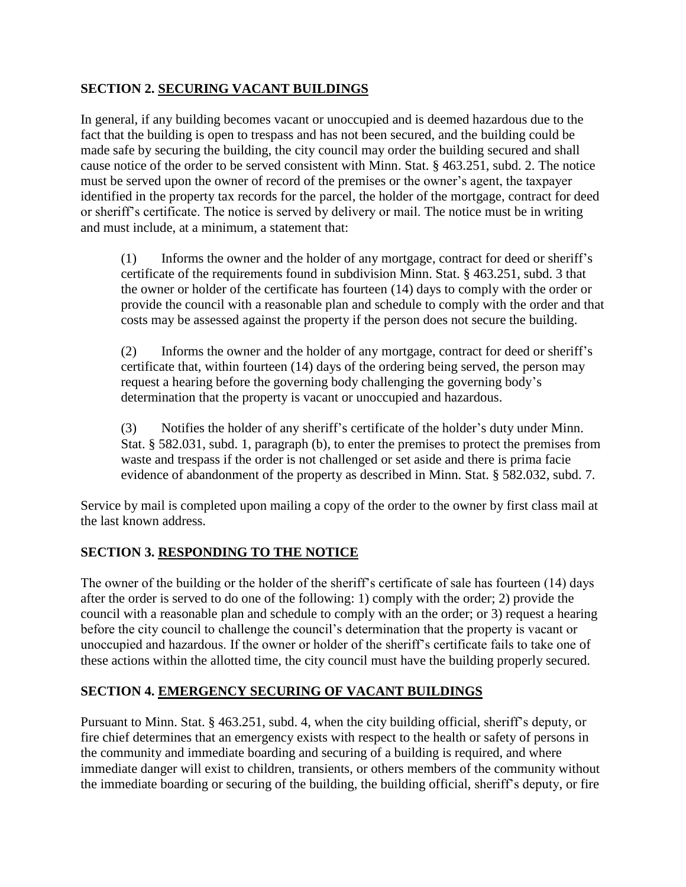## SECTION 2. SECURING VACANT BUILDINGS

In general, if any building becomes vacant or unoccupied and is deemed hazardous due to the fact that the building is open to trespass and has not been secured, and the building could be made safe by securing the building, the city council may order the building secured and shall cause notice of the order to be served consistent with Minn. Stat. § 463.251, subd. 2. The notice must be served upon the owner of record of the premises or the owner's agent, the taxpayer identified in the property tax records for the parcel, the holder of the mortgage, contract for deed or sheriff's certificate. The notice is served by delivery or mail. The notice must be in writing and must include, at a minimum, a statement that:

(1) Informs the owner and the holder of any mortgage, contract for deed or sheriff's certificate of the requirements found in subdivision Minn. Stat. § 463.251, subd. 3 that the owner or holder of the certificate has fourteen (14) days to comply with the order or provide the council with a reasonable plan and schedule to comply with the order and that costs may be assessed against the property if the person does not secure the building.

(2) Informs the owner and the holder of any mortgage, contract for deed or sheriff's certificate that, within fourteen (14) days of the ordering being served, the person may request a hearing before the governing body challenging the governing body's determination that the property is vacant or unoccupied and hazardous.

(3) Notifies the holder of any sheriff's certificate of the holder's duty under Minn. Stat. § 582.031, subd. 1, paragraph (b), to enter the premises to protect the premises from waste and trespass if the order is not challenged or set aside and there is prima facie evidence of abandonment of the property as described in Minn. Stat. § 582.032, subd. 7.

Service by mail is completed upon mailing a copy of the order to the owner by first class mail at the last known address.

## SECTION 3. RESPONDING TO THE NOTICE

The owner of the building or the holder of the sheriff's certificate of sale has fourteen (14) days after the order is served to do one of the following: 1) comply with the order; 2) provide the council with a reasonable plan and schedule to comply with an the order; or 3) request a hearing before the city council to challenge the council's determination that the property is vacant or unoccupied and hazardous. If the owner or holder of the sheriff's certificate fails to take one of these actions within the allotted time, the city council must have the building properly secured.

## SECTION 4. EMERGENCY SECURING OF VACANT BUILDINGS

Pursuant to Minn. Stat. § 463.251, subd. 4, when the city building official, sheriff's deputy, or fire chief determines that an emergency exists with respect to the health or safety of persons in the community and immediate boarding and securing of a building is required, and where immediate danger will exist to children, transients, or others members of the community without the immediate boarding or securing of the building, the building official, sheriff's deputy, or fire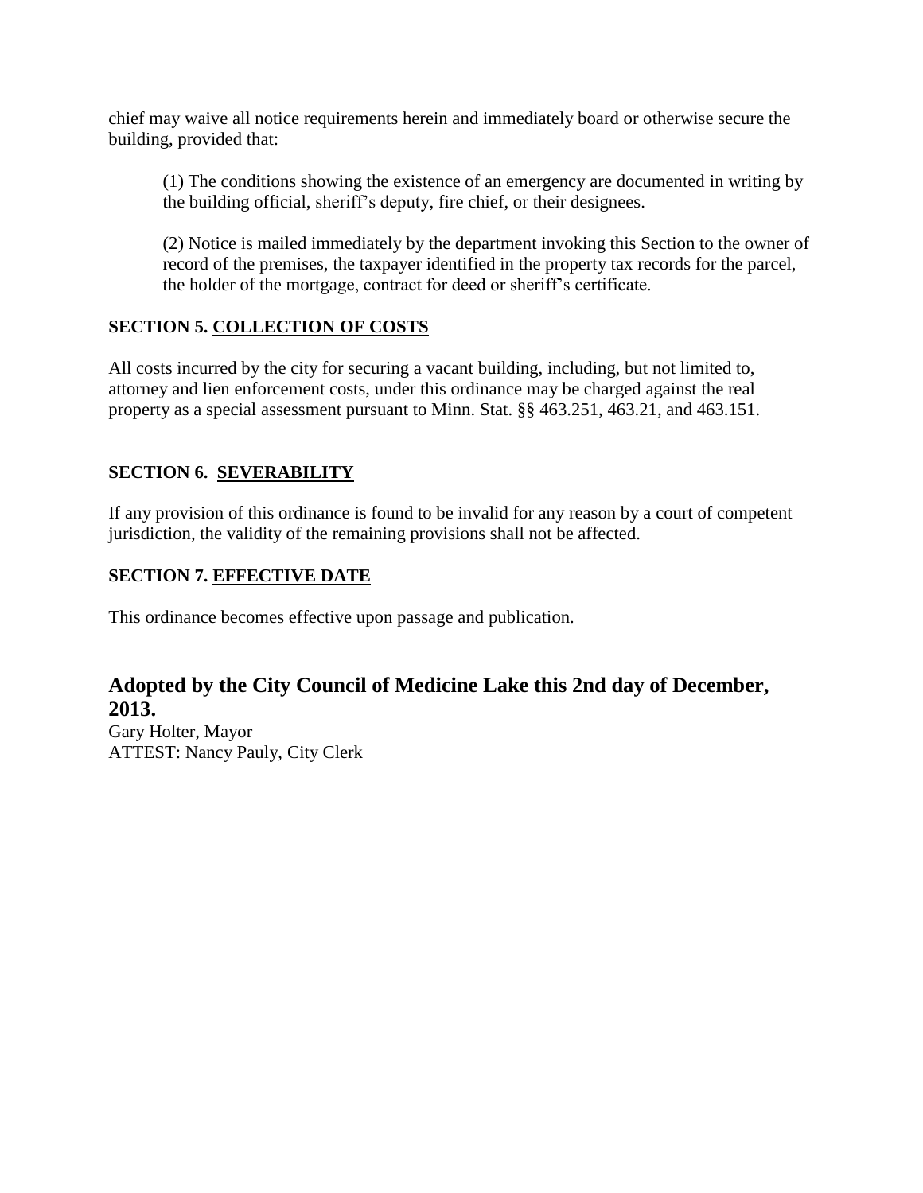chief may waive all notice requirements herein and immediately board or otherwise secure the building, provided that:

(1) The conditions showing the existence of an emergency are documented in writing by the building official, sheriff's deputy, fire chief, or their designees.

(2) Notice is mailed immediately by the department invoking this Section to the owner of record of the premises, the taxpayer identified in the property tax records for the parcel, the holder of the mortgage, contract for deed or sheriff's certificate.

**SECTION 5. COLLECTION OF COSTS**

All costs incurred by the city for securing a vacant building, including, but not limited to, attorney and lien enforcement costs, under this ordinance may be charged against the real property as a special assessment pursuant to Minn. Stat. §§ 463.251, 463.21, and 463.151.

**SECTION 6. SEVERABILITY**

If any provision of this ordinance is found to be invalid for any reason by a court of competent jurisdiction, the validity of the remaining provisions shall not be affected.

**SECTION 7. EFFECTIVE DATE**

This ordinance becomes effective upon passage and publication.

## Adopted by the City Council of Medicine Lake this 2nd day of December, 2013.

Gary Holter, Mayor
ATTEST: Nancy Pauly, City Clerk